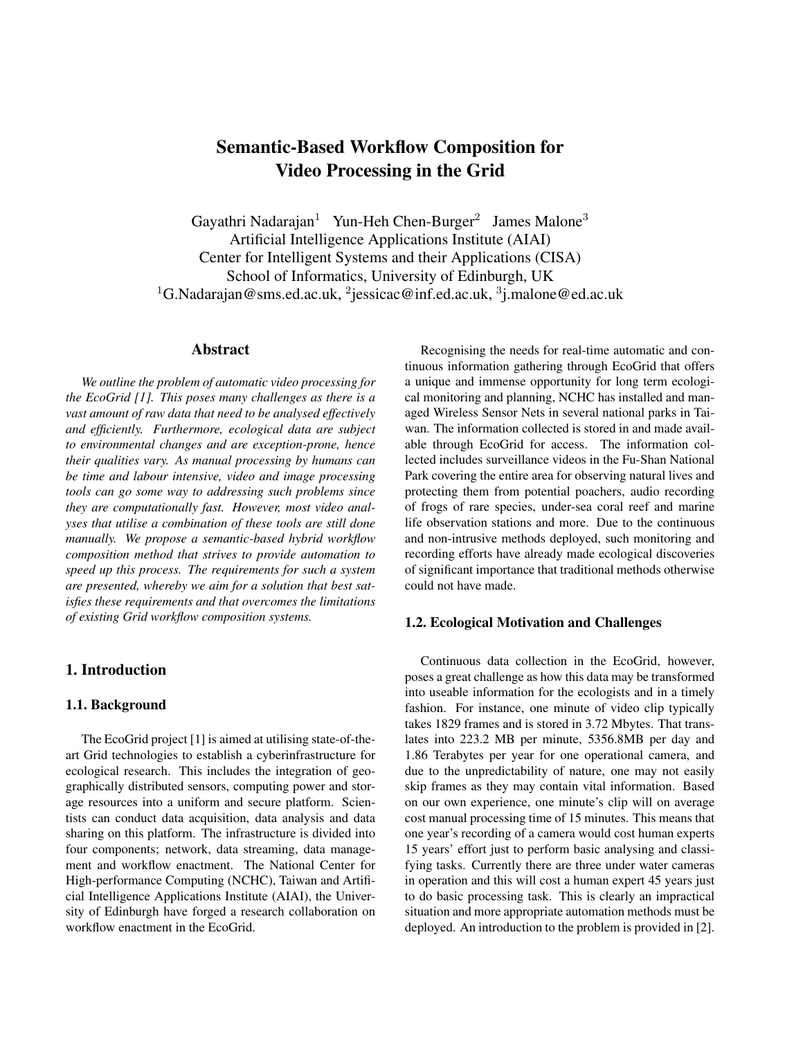# Semantic-Based Workflow Composition for Video Processing in the Grid

Gayathri Nadarajan[1] Yun-Heh Chen-Burger[2] James Malone[3]
Artificial Intelligence Applications Institute (AIAI)
Center for Intelligent Systems and their Applications (CISA)
School of Informatics, University of Edinburgh, UK
[1]G.Nadarajan@sms.ed.ac.uk, [2]jessicac@inf.ed.ac.uk, [3]j.malone@ed.ac.uk

## Abstract

*We outline the problem of automatic video processing for the EcoGrid [1]. This poses many challenges as there is a vast amount of raw data that need to be analysed effectively and efficiently. Furthermore, ecological data are subject to environmental changes and are exception-prone, hence their qualities vary. As manual processing by humans can be time and labour intensive, video and image processing tools can go some way to addressing such problems since they are computationally fast. However, most video analyses that utilise a combination of these tools are still done manually. We propose a semantic-based hybrid workflow composition method that strives to provide automation to speed up this process. The requirements for such a system are presented, whereby we aim for a solution that best satisfies these requirements and that overcomes the limitations of existing Grid workflow composition systems.*

## 1. Introduction

### 1.1. Background

The EcoGrid project [1] is aimed at utilising state-of-the-art Grid technologies to establish a cyberinfrastructure for ecological research. This includes the integration of geographically distributed sensors, computing power and storage resources into a uniform and secure platform. Scientists can conduct data acquisition, data analysis and data sharing on this platform. The infrastructure is divided into four components; network, data streaming, data management and workflow enactment. The National Center for High-performance Computing (NCHC), Taiwan and Artificial Intelligence Applications Institute (AIAI), the University of Edinburgh have forged a research collaboration on workflow enactment in the EcoGrid.

Recognising the needs for real-time automatic and continuous information gathering through EcoGrid that offers a unique and immense opportunity for long term ecological monitoring and planning, NCHC has installed and managed Wireless Sensor Nets in several national parks in Taiwan. The information collected is stored in and made available through EcoGrid for access. The information collected includes surveillance videos in the Fu-Shan National Park covering the entire area for observing natural lives and protecting them from potential poachers, audio recording of frogs of rare species, under-sea coral reef and marine life observation stations and more. Due to the continuous and non-intrusive methods deployed, such monitoring and recording efforts have already made ecological discoveries of significant importance that traditional methods otherwise could not have made.

### 1.2. Ecological Motivation and Challenges

Continuous data collection in the EcoGrid, however, poses a great challenge as how this data may be transformed into useable information for the ecologists and in a timely fashion. For instance, one minute of video clip typically takes 1829 frames and is stored in 3.72 Mbytes. That translates into 223.2 MB per minute, 5356.8MB per day and 1.86 Terabytes per year for one operational camera, and due to the unpredictability of nature, one may not easily skip frames as they may contain vital information. Based on our own experience, one minute's clip will on average cost manual processing time of 15 minutes. This means that one year's recording of a camera would cost human experts 15 years' effort just to perform basic analysing and classifying tasks. Currently there are three under water cameras in operation and this will cost a human expert 45 years just to do basic processing task. This is clearly an impractical situation and more appropriate automation methods must be deployed. An introduction to the problem is provided in [2].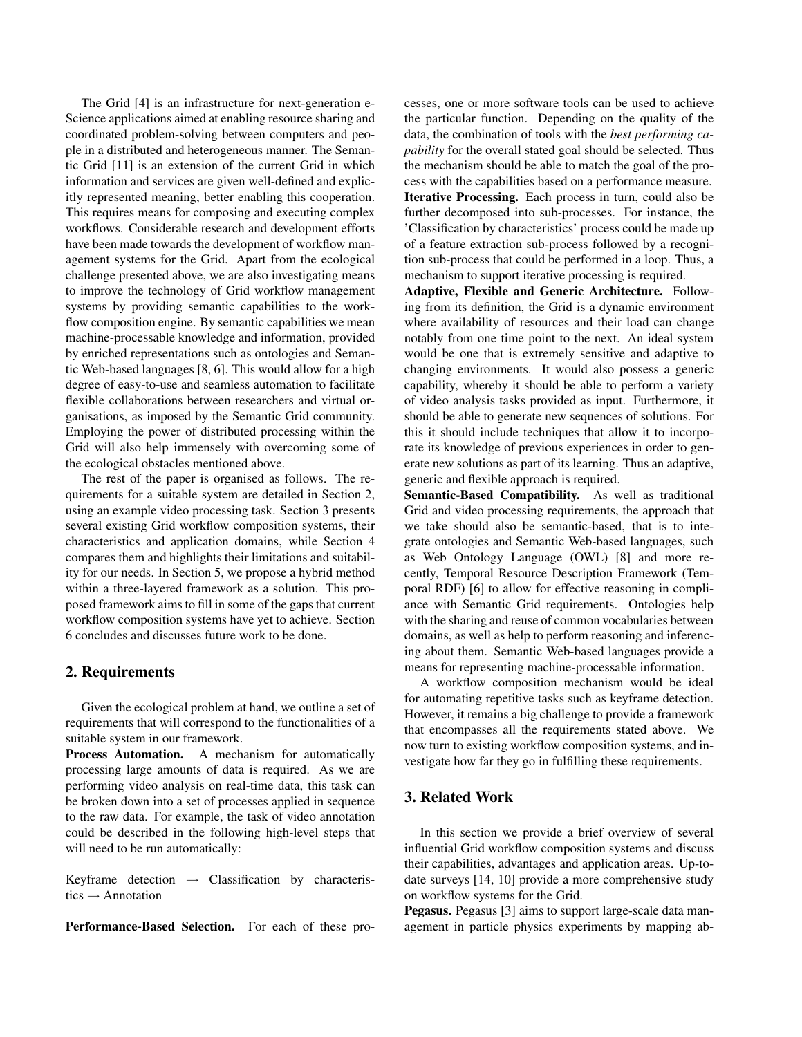The Grid [4] is an infrastructure for next-generation e-Science applications aimed at enabling resource sharing and coordinated problem-solving between computers and people in a distributed and heterogeneous manner. The Semantic Grid [11] is an extension of the current Grid in which information and services are given well-defined and explicitly represented meaning, better enabling this cooperation. This requires means for composing and executing complex workflows. Considerable research and development efforts have been made towards the development of workflow management systems for the Grid. Apart from the ecological challenge presented above, we are also investigating means to improve the technology of Grid workflow management systems by providing semantic capabilities to the workflow composition engine. By semantic capabilities we mean machine-processable knowledge and information, provided by enriched representations such as ontologies and Semantic Web-based languages [8, 6]. This would allow for a high degree of easy-to-use and seamless automation to facilitate flexible collaborations between researchers and virtual organisations, as imposed by the Semantic Grid community. Employing the power of distributed processing within the Grid will also help immensely with overcoming some of the ecological obstacles mentioned above.

The rest of the paper is organised as follows. The requirements for a suitable system are detailed in Section 2, using an example video processing task. Section 3 presents several existing Grid workflow composition systems, their characteristics and application domains, while Section 4 compares them and highlights their limitations and suitability for our needs. In Section 5, we propose a hybrid method within a three-layered framework as a solution. This proposed framework aims to fill in some of the gaps that current workflow composition systems have yet to achieve. Section 6 concludes and discusses future work to be done.

## 2. Requirements

Given the ecological problem at hand, we outline a set of requirements that will correspond to the functionalities of a suitable system in our framework.

**Process Automation.** A mechanism for automatically processing large amounts of data is required. As we are performing video analysis on real-time data, this task can be broken down into a set of processes applied in sequence to the raw data. For example, the task of video annotation could be described in the following high-level steps that will need to be run automatically:

Keyframe detection → Classification by characteristics → Annotation

**Performance-Based Selection.** For each of these processes, one or more software tools can be used to achieve the particular function. Depending on the quality of the data, the combination of tools with the *best performing capability* for the overall stated goal should be selected. Thus the mechanism should be able to match the goal of the process with the capabilities based on a performance measure.

**Iterative Processing.** Each process in turn, could also be further decomposed into sub-processes. For instance, the 'Classification by characteristics' process could be made up of a feature extraction sub-process followed by a recognition sub-process that could be performed in a loop. Thus, a mechanism to support iterative processing is required.

**Adaptive, Flexible and Generic Architecture.** Following from its definition, the Grid is a dynamic environment where availability of resources and their load can change notably from one time point to the next. An ideal system would be one that is extremely sensitive and adaptive to changing environments. It would also possess a generic capability, whereby it should be able to perform a variety of video analysis tasks provided as input. Furthermore, it should be able to generate new sequences of solutions. For this it should include techniques that allow it to incorporate its knowledge of previous experiences in order to generate new solutions as part of its learning. Thus an adaptive, generic and flexible approach is required.

**Semantic-Based Compatibility.** As well as traditional Grid and video processing requirements, the approach that we take should also be semantic-based, that is to integrate ontologies and Semantic Web-based languages, such as Web Ontology Language (OWL) [8] and more recently, Temporal Resource Description Framework (Temporal RDF) [6] to allow for effective reasoning in compliance with Semantic Grid requirements. Ontologies help with the sharing and reuse of common vocabularies between domains, as well as help to perform reasoning and inferencing about them. Semantic Web-based languages provide a means for representing machine-processable information.

A workflow composition mechanism would be ideal for automating repetitive tasks such as keyframe detection. However, it remains a big challenge to provide a framework that encompasses all the requirements stated above. We now turn to existing workflow composition systems, and investigate how far they go in fulfilling these requirements.

## 3. Related Work

In this section we provide a brief overview of several influential Grid workflow composition systems and discuss their capabilities, advantages and application areas. Up-to-date surveys [14, 10] provide a more comprehensive study on workflow systems for the Grid.

**Pegasus.** Pegasus [3] aims to support large-scale data management in particle physics experiments by mapping ab-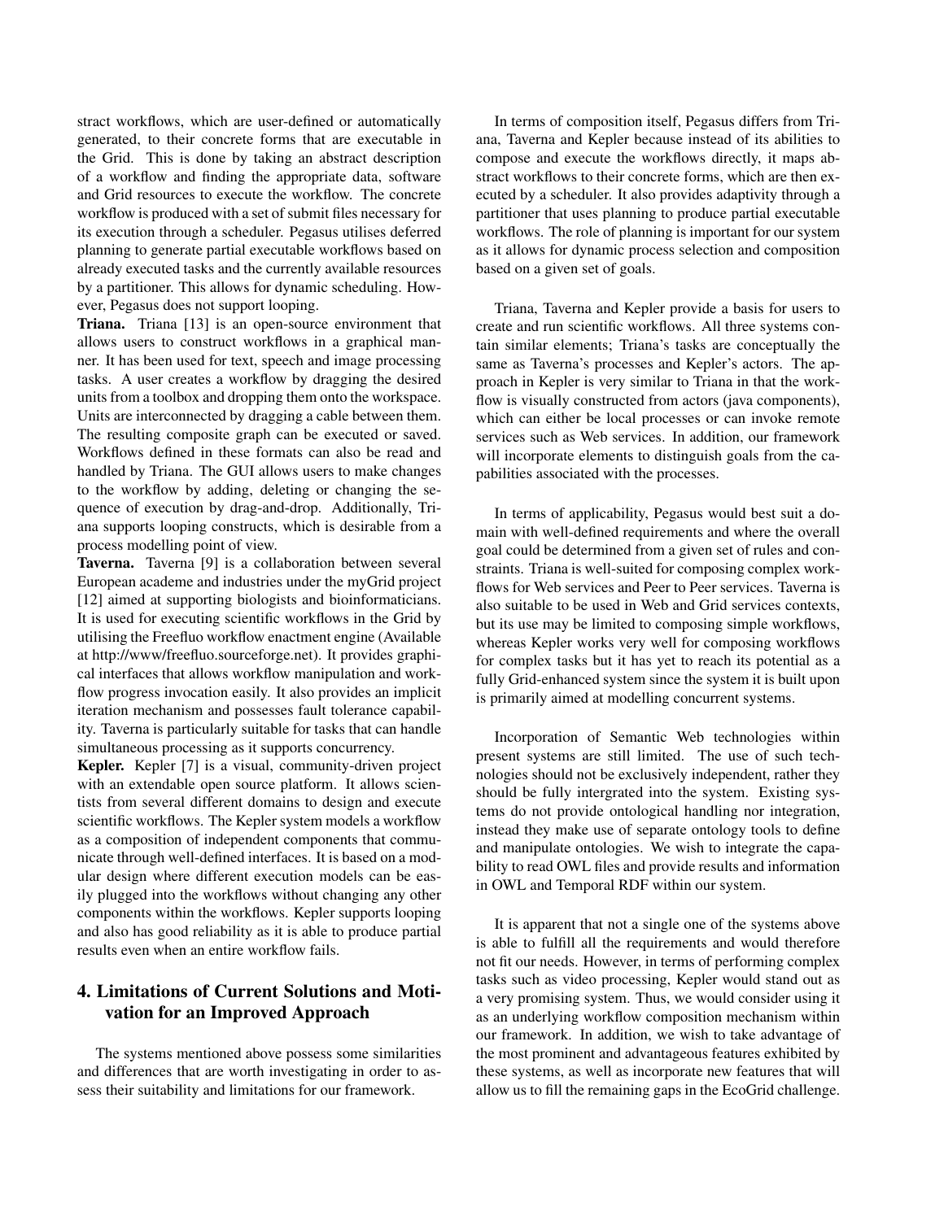stract workflows, which are user-defined or automatically generated, to their concrete forms that are executable in the Grid. This is done by taking an abstract description of a workflow and finding the appropriate data, software and Grid resources to execute the workflow. The concrete workflow is produced with a set of submit files necessary for its execution through a scheduler. Pegasus utilises deferred planning to generate partial executable workflows based on already executed tasks and the currently available resources by a partitioner. This allows for dynamic scheduling. However, Pegasus does not support looping.

**Triana.** Triana [13] is an open-source environment that allows users to construct workflows in a graphical manner. It has been used for text, speech and image processing tasks. A user creates a workflow by dragging the desired units from a toolbox and dropping them onto the workspace. Units are interconnected by dragging a cable between them. The resulting composite graph can be executed or saved. Workflows defined in these formats can also be read and handled by Triana. The GUI allows users to make changes to the workflow by adding, deleting or changing the sequence of execution by drag-and-drop. Additionally, Triana supports looping constructs, which is desirable from a process modelling point of view.

**Taverna.** Taverna [9] is a collaboration between several European academe and industries under the myGrid project [12] aimed at supporting biologists and bioinformaticians. It is used for executing scientific workflows in the Grid by utilising the Freefluo workflow enactment engine (Available at http://www.freefluo.sourceforge.net). It provides graphical interfaces that allows workflow manipulation and workflow progress invocation easily. It also provides an implicit iteration mechanism and possesses fault tolerance capability. Taverna is particularly suitable for tasks that can handle simultaneous processing as it supports concurrency.

**Kepler.** Kepler [7] is a visual, community-driven project with an extendable open source platform. It allows scientists from several different domains to design and execute scientific workflows. The Kepler system models a workflow as a composition of independent components that communicate through well-defined interfaces. It is based on a modular design where different execution models can be easily plugged into the workflows without changing any other components within the workflows. Kepler supports looping and also has good reliability as it is able to produce partial results even when an entire workflow fails.

## 4. Limitations of Current Solutions and Motivation for an Improved Approach

The systems mentioned above possess some similarities and differences that are worth investigating in order to assess their suitability and limitations for our framework.

In terms of composition itself, Pegasus differs from Triana, Taverna and Kepler because instead of its abilities to compose and execute the workflows directly, it maps abstract workflows to their concrete forms, which are then executed by a scheduler. It also provides adaptivity through a partitioner that uses planning to produce partial executable workflows. The role of planning is important for our system as it allows for dynamic process selection and composition based on a given set of goals.

Triana, Taverna and Kepler provide a basis for users to create and run scientific workflows. All three systems contain similar elements; Triana's tasks are conceptually the same as Taverna's processes and Kepler's actors. The approach in Kepler is very similar to Triana in that the workflow is visually constructed from actors (java components), which can either be local processes or can invoke remote services such as Web services. In addition, our framework will incorporate elements to distinguish goals from the capabilities associated with the processes.

In terms of applicability, Pegasus would best suit a domain with well-defined requirements and where the overall goal could be determined from a given set of rules and constraints. Triana is well-suited for composing complex workflows for Web services and Peer to Peer services. Taverna is also suitable to be used in Web and Grid services contexts, but its use may be limited to composing simple workflows, whereas Kepler works very well for composing workflows for complex tasks but it has yet to reach its potential as a fully Grid-enhanced system since the system it is built upon is primarily aimed at modelling concurrent systems.

Incorporation of Semantic Web technologies within present systems are still limited. The use of such technologies should not be exclusively independent, rather they should be fully intergrated into the system. Existing systems do not provide ontological handling nor integration, instead they make use of separate ontology tools to define and manipulate ontologies. We wish to integrate the capability to read OWL files and provide results and information in OWL and Temporal RDF within our system.

It is apparent that not a single one of the systems above is able to fulfill all the requirements and would therefore not fit our needs. However, in terms of performing complex tasks such as video processing, Kepler would stand out as a very promising system. Thus, we would consider using it as an underlying workflow composition mechanism within our framework. In addition, we wish to take advantage of the most prominent and advantageous features exhibited by these systems, as well as incorporate new features that will allow us to fill the remaining gaps in the EcoGrid challenge.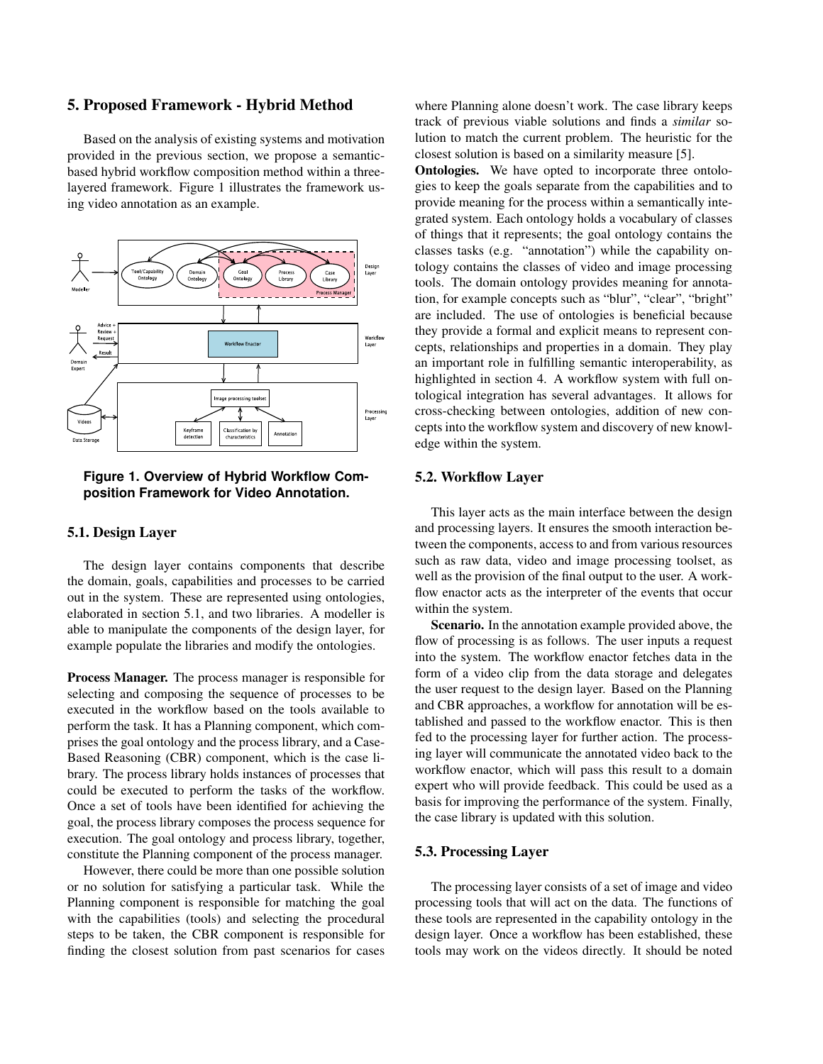## 5. Proposed Framework - Hybrid Method

Based on the analysis of existing systems and motivation provided in the previous section, we propose a semantic-based hybrid workflow composition method within a three-layered framework. Figure 1 illustrates the framework using video annotation as an example.

**Figure 1. Overview of Hybrid Workflow Composition Framework for Video Annotation.**

### 5.1. Design Layer

The design layer contains components that describe the domain, goals, capabilities and processes to be carried out in the system. These are represented using ontologies, elaborated in section 5.1, and two libraries. A modeller is able to manipulate the components of the design layer, for example populate the libraries and modify the ontologies.

**Process Manager.** The process manager is responsible for selecting and composing the sequence of processes to be executed in the workflow based on the tools available to perform the task. It has a Planning component, which comprises the goal ontology and the process library, and a Case-Based Reasoning (CBR) component, which is the case library. The process library holds instances of processes that could be executed to perform the tasks of the workflow. Once a set of tools have been identified for achieving the goal, the process library composes the process sequence for execution. The goal ontology and process library, together, constitute the Planning component of the process manager.

However, there could be more than one possible solution or no solution for satisfying a particular task. While the Planning component is responsible for matching the goal with the capabilities (tools) and selecting the procedural steps to be taken, the CBR component is responsible for finding the closest solution from past scenarios for cases where Planning alone doesn't work. The case library keeps track of previous viable solutions and finds a *similar* solution to match the current problem. The heuristic for the closest solution is based on a similarity measure [5].

**Ontologies.** We have opted to incorporate three ontologies to keep the goals separate from the capabilities and to provide meaning for the process within a semantically integrated system. Each ontology holds a vocabulary of classes of things that it represents; the goal ontology contains the classes tasks (e.g. "annotation") while the capability ontology contains the classes of video and image processing tools. The domain ontology provides meaning for annotation, for example concepts such as "blur", "clear", "bright" are included. The use of ontologies is beneficial because they provide a formal and explicit means to represent concepts, relationships and properties in a domain. They play an important role in fulfilling semantic interoperability, as highlighted in section 4. A workflow system with full ontological integration has several advantages. It allows for cross-checking between ontologies, addition of new concepts into the workflow system and discovery of new knowledge within the system.

### 5.2. Workflow Layer

This layer acts as the main interface between the design and processing layers. It ensures the smooth interaction between the components, access to and from various resources such as raw data, video and image processing toolset, as well as the provision of the final output to the user. A workflow enactor acts as the interpreter of the events that occur within the system.

**Scenario.** In the annotation example provided above, the flow of processing is as follows. The user inputs a request into the system. The workflow enactor fetches data in the form of a video clip from the data storage and delegates the user request to the design layer. Based on the Planning and CBR approaches, a workflow for annotation will be established and passed to the workflow enactor. This is then fed to the processing layer for further action. The processing layer will communicate the annotated video back to the workflow enactor, which will pass this result to a domain expert who will provide feedback. This could be used as a basis for improving the performance of the system. Finally, the case library is updated with this solution.

### 5.3. Processing Layer

The processing layer consists of a set of image and video processing tools that will act on the data. The functions of these tools are represented in the capability ontology in the design layer. Once a workflow has been established, these tools may work on the videos directly. It should be noted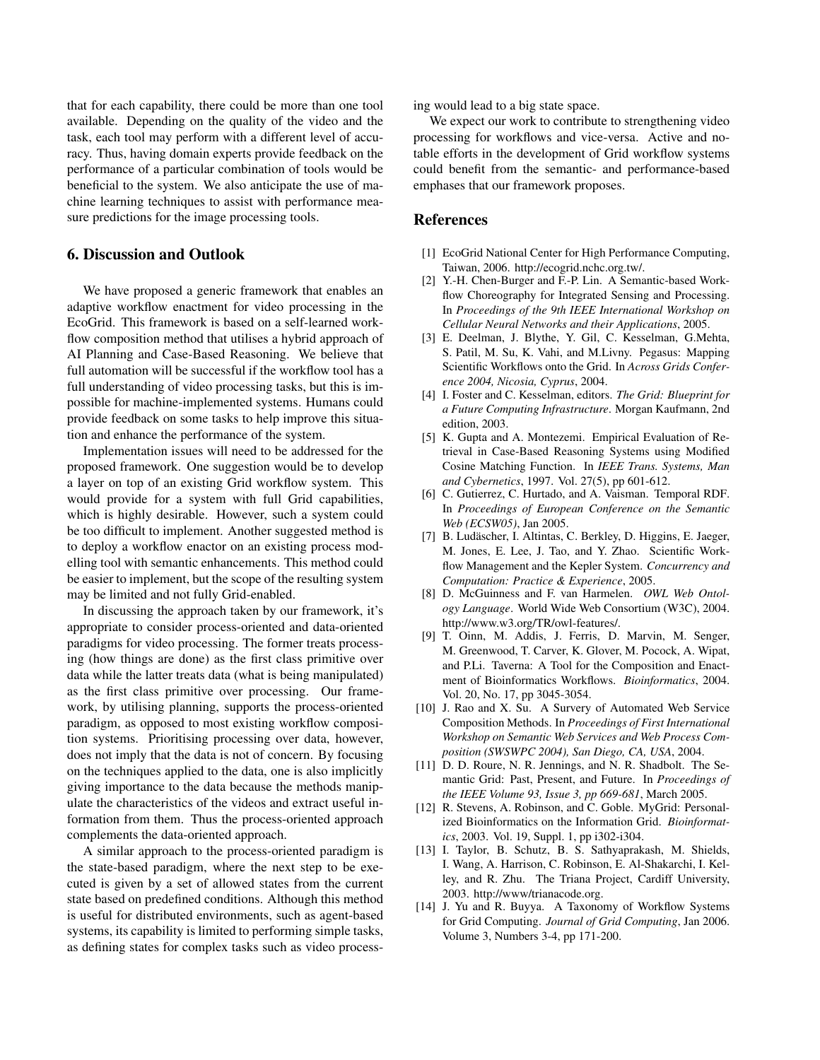that for each capability, there could be more than one tool available. Depending on the quality of the video and the task, each tool may perform with a different level of accuracy. Thus, having domain experts provide feedback on the performance of a particular combination of tools would be beneficial to the system. We also anticipate the use of machine learning techniques to assist with performance measure predictions for the image processing tools.

## 6. Discussion and Outlook

We have proposed a generic framework that enables an adaptive workflow enactment for video processing in the EcoGrid. This framework is based on a self-learned workflow composition method that utilises a hybrid approach of AI Planning and Case-Based Reasoning. We believe that full automation will be successful if the workflow tool has a full understanding of video processing tasks, but this is impossible for machine-implemented systems. Humans could provide feedback on some tasks to help improve this situation and enhance the performance of the system.

Implementation issues will need to be addressed for the proposed framework. One suggestion would be to develop a layer on top of an existing Grid workflow system. This would provide for a system with full Grid capabilities, which is highly desirable. However, such a system could be too difficult to implement. Another suggested method is to deploy a workflow enactor on an existing process modelling tool with semantic enhancements. This method could be easier to implement, but the scope of the resulting system may be limited and not fully Grid-enabled.

In discussing the approach taken by our framework, it's appropriate to consider process-oriented and data-oriented paradigms for video processing. The former treats processing (how things are done) as the first class primitive over data while the latter treats data (what is being manipulated) as the first class primitive over processing. Our framework, by utilising planning, supports the process-oriented paradigm, as opposed to most existing workflow composition systems. Prioritising processing over data, however, does not imply that the data is not of concern. By focusing on the techniques applied to the data, one is also implicitly giving importance to the data because the methods manipulate the characteristics of the videos and extract useful information from them. Thus the process-oriented approach complements the data-oriented approach.

A similar approach to the process-oriented paradigm is the state-based paradigm, where the next step to be executed is given by a set of allowed states from the current state based on predefined conditions. Although this method is useful for distributed environments, such as agent-based systems, its capability is limited to performing simple tasks, as defining states for complex tasks such as video processing would lead to a big state space.

We expect our work to contribute to strengthening video processing for workflows and vice-versa. Active and notable efforts in the development of Grid workflow systems could benefit from the semantic- and performance-based emphases that our framework proposes.

## References

[1] EcoGrid National Center for High Performance Computing, Taiwan, 2006. http://ecogrid.nchc.org.tw/.

[2] Y.-H. Chen-Burger and F.-P. Lin. A Semantic-based Workflow Choreography for Integrated Sensing and Processing. In *Proceedings of the 9th IEEE International Workshop on Cellular Neural Networks and their Applications*, 2005.

[3] E. Deelman, J. Blythe, Y. Gil, C. Kesselman, G.Mehta, S. Patil, M. Su, K. Vahi, and M.Livny. Pegasus: Mapping Scientific Workflows onto the Grid. In *Across Grids Conference 2004, Nicosia, Cyprus*, 2004.

[4] I. Foster and C. Kesselman, editors. *The Grid: Blueprint for a Future Computing Infrastructure*. Morgan Kaufmann, 2nd edition, 2003.

[5] K. Gupta and A. Montezemi. Empirical Evaluation of Retrieval in Case-Based Reasoning Systems using Modified Cosine Matching Function. In *IEEE Trans. Systems, Man and Cybernetics*, 1997. Vol. 27(5), pp 601-612.

[6] C. Gutierrez, C. Hurtado, and A. Vaisman. Temporal RDF. In *Proceedings of European Conference on the Semantic Web (ECSW05)*, Jan 2005.

[7] B. Ludäscher, I. Altintas, C. Berkley, D. Higgins, E. Jaeger, M. Jones, E. Lee, J. Tao, and Y. Zhao. Scientific Workflow Management and the Kepler System. *Concurrency and Computation: Practice & Experience*, 2005.

[8] D. McGuinness and F. van Harmelen. *OWL Web Ontology Language*. World Wide Web Consortium (W3C), 2004. http://www.w3.org/TR/owl-features/.

[9] T. Oinn, M. Addis, J. Ferris, D. Marvin, M. Senger, M. Greenwood, T. Carver, K. Glover, M. Pocock, A. Wipat, and P.Li. Taverna: A Tool for the Composition and Enactment of Bioinformatics Workflows. *Bioinformatics*, 2004. Vol. 20, No. 17, pp 3045-3054.

[10] J. Rao and X. Su. A Survery of Automated Web Service Composition Methods. In *Proceedings of First International Workshop on Semantic Web Services and Web Process Composition (SWSWPC 2004), San Diego, CA, USA*, 2004.

[11] D. D. Roure, N. R. Jennings, and N. R. Shadbolt. The Semantic Grid: Past, Present, and Future. In *Proceedings of the IEEE Volume 93, Issue 3, pp 669-681*, March 2005.

[12] R. Stevens, A. Robinson, and C. Goble. MyGrid: Personalized Bioinformatics on the Information Grid. *Bioinformatics*, 2003. Vol. 19, Suppl. 1, pp i302-i304.

[13] I. Taylor, B. Schutz, B. S. Sathyaprakash, M. Shields, I. Wang, A. Harrison, C. Robinson, E. Al-Shakarchi, I. Kelley, and R. Zhu. The Triana Project, Cardiff University, 2003. http://www/trianacode.org.

[14] J. Yu and R. Buyya. A Taxonomy of Workflow Systems for Grid Computing. *Journal of Grid Computing*, Jan 2006. Volume 3, Numbers 3-4, pp 171-200.